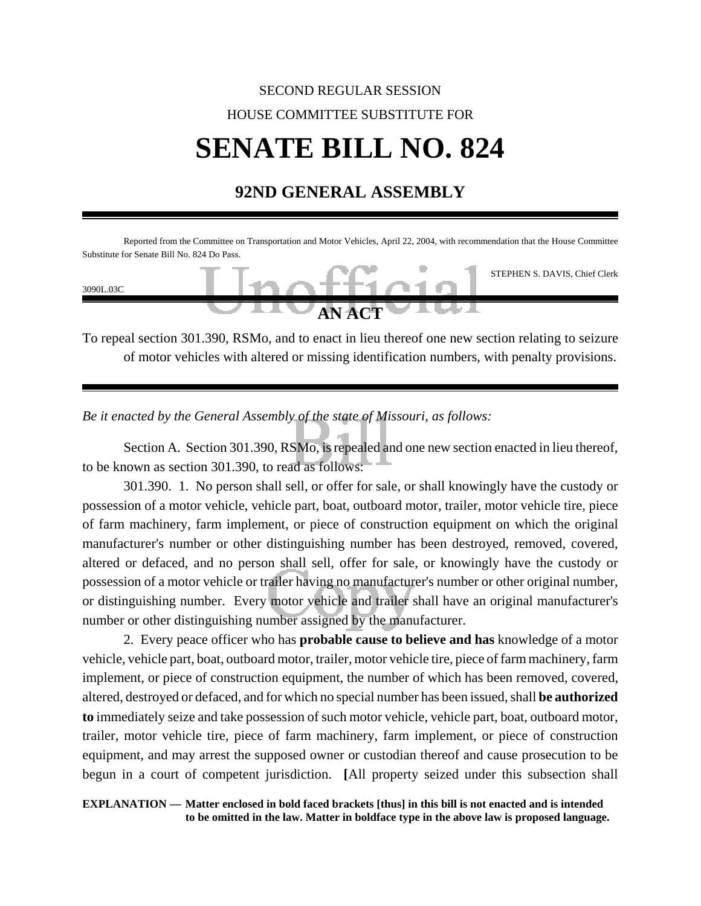SECOND REGULAR SESSION

HOUSE COMMITTEE SUBSTITUTE FOR

# SENATE BILL NO. 824

## 92ND GENERAL ASSEMBLY

Reported from the Committee on Transportation and Motor Vehicles, April 22, 2004, with recommendation that the House Committee Substitute for Senate Bill No. 824 Do Pass.

STEPHEN S. DAVIS, Chief Clerk

3090L.03C

### AN ACT

To repeal section 301.390, RSMo, and to enact in lieu thereof one new section relating to seizure of motor vehicles with altered or missing identification numbers, with penalty provisions.

*Be it enacted by the General Assembly of the state of Missouri, as follows:*

Section A. Section 301.390, RSMo, is repealed and one new section enacted in lieu thereof, to be known as section 301.390, to read as follows:

301.390. 1. No person shall sell, or offer for sale, or shall knowingly have the custody or possession of a motor vehicle, vehicle part, boat, outboard motor, trailer, motor vehicle tire, piece of farm machinery, farm implement, or piece of construction equipment on which the original manufacturer's number or other distinguishing number has been destroyed, removed, covered, altered or defaced, and no person shall sell, offer for sale, or knowingly have the custody or possession of a motor vehicle or trailer having no manufacturer's number or other original number, or distinguishing number. Every motor vehicle and trailer shall have an original manufacturer's number or other distinguishing number assigned by the manufacturer.

2. Every peace officer who has **probable cause to believe and has** knowledge of a motor vehicle, vehicle part, boat, outboard motor, trailer, motor vehicle tire, piece of farm machinery, farm implement, or piece of construction equipment, the number of which has been removed, covered, altered, destroyed or defaced, and for which no special number has been issued, shall **be authorized to** immediately seize and take possession of such motor vehicle, vehicle part, boat, outboard motor, trailer, motor vehicle tire, piece of farm machinery, farm implement, or piece of construction equipment, and may arrest the supposed owner or custodian thereof and cause prosecution to be begun in a court of competent jurisdiction. **[**All property seized under this subsection shall

**EXPLANATION — Matter enclosed in bold faced brackets [thus] in this bill is not enacted and is intended to be omitted in the law. Matter in boldface type in the above law is proposed language.**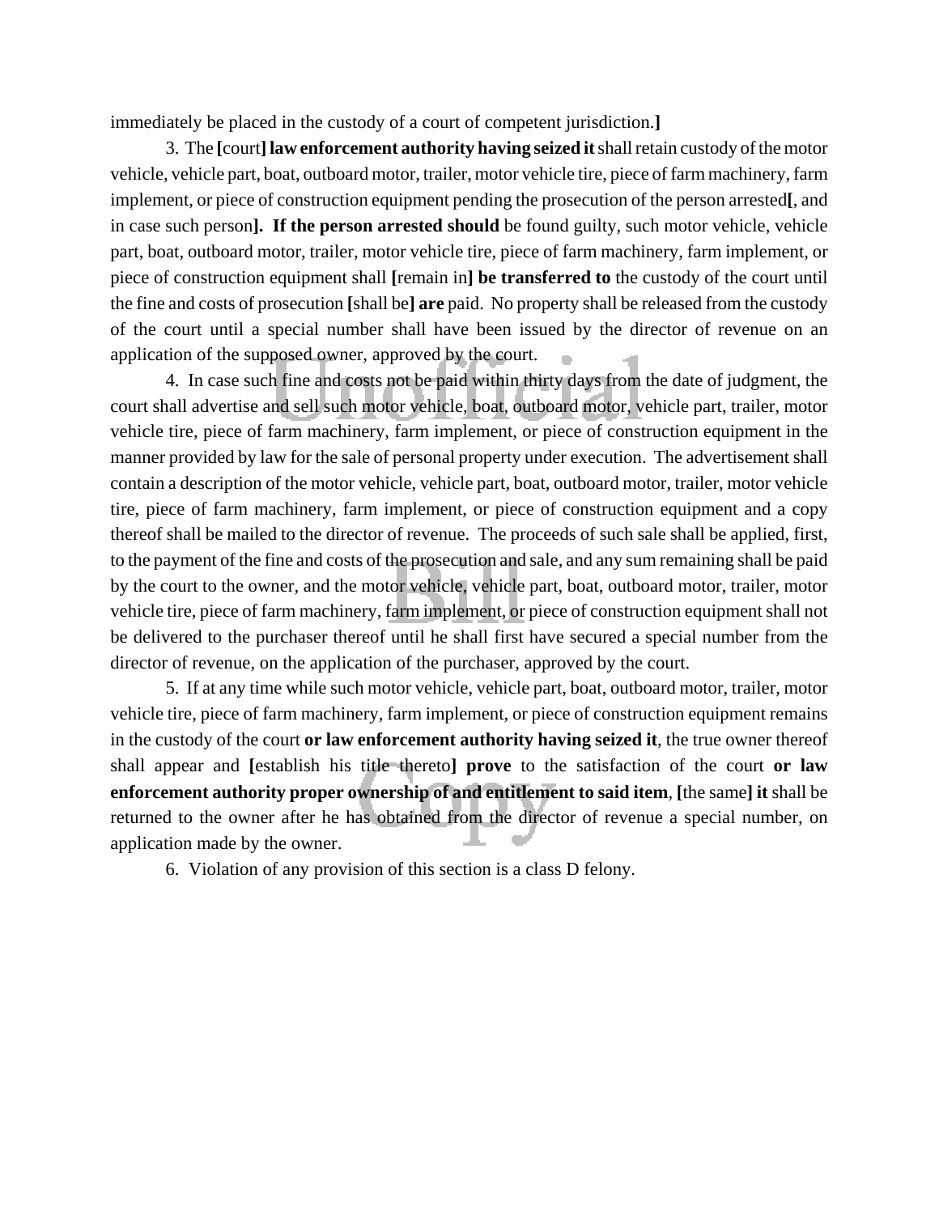immediately be placed in the custody of a court of competent jurisdiction.**]**

3. The **[**court**] law enforcement authority having seized it** shall retain custody of the motor vehicle, vehicle part, boat, outboard motor, trailer, motor vehicle tire, piece of farm machinery, farm implement, or piece of construction equipment pending the prosecution of the person arrested**[**, and in case such person**]. If the person arrested should** be found guilty, such motor vehicle, vehicle part, boat, outboard motor, trailer, motor vehicle tire, piece of farm machinery, farm implement, or piece of construction equipment shall **[**remain in**] be transferred to** the custody of the court until the fine and costs of prosecution **[**shall be**] are** paid. No property shall be released from the custody of the court until a special number shall have been issued by the director of revenue on an application of the supposed owner, approved by the court.

4. In case such fine and costs not be paid within thirty days from the date of judgment, the court shall advertise and sell such motor vehicle, boat, outboard motor, vehicle part, trailer, motor vehicle tire, piece of farm machinery, farm implement, or piece of construction equipment in the manner provided by law for the sale of personal property under execution. The advertisement shall contain a description of the motor vehicle, vehicle part, boat, outboard motor, trailer, motor vehicle tire, piece of farm machinery, farm implement, or piece of construction equipment and a copy thereof shall be mailed to the director of revenue. The proceeds of such sale shall be applied, first, to the payment of the fine and costs of the prosecution and sale, and any sum remaining shall be paid by the court to the owner, and the motor vehicle, vehicle part, boat, outboard motor, trailer, motor vehicle tire, piece of farm machinery, farm implement, or piece of construction equipment shall not be delivered to the purchaser thereof until he shall first have secured a special number from the director of revenue, on the application of the purchaser, approved by the court.

5. If at any time while such motor vehicle, vehicle part, boat, outboard motor, trailer, motor vehicle tire, piece of farm machinery, farm implement, or piece of construction equipment remains in the custody of the court **or law enforcement authority having seized it**, the true owner thereof shall appear and **[**establish his title thereto**] prove** to the satisfaction of the court **or law enforcement authority proper ownership of and entitlement to said item**, **[**the same**] it** shall be returned to the owner after he has obtained from the director of revenue a special number, on application made by the owner.

6. Violation of any provision of this section is a class D felony.